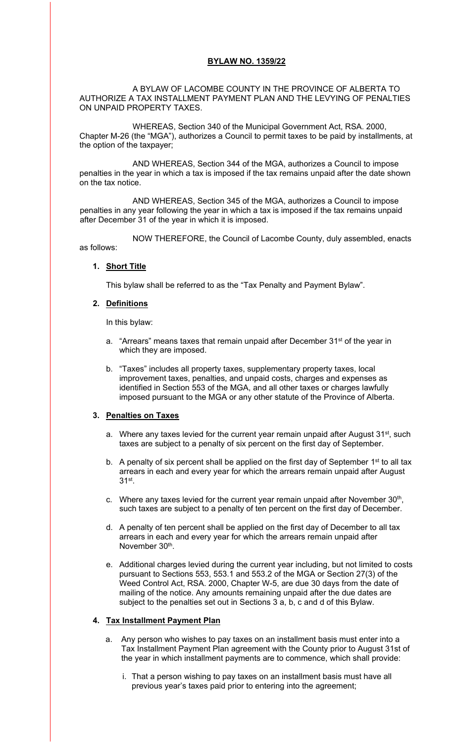**BYLAW NO. 1359/22**

A BYLAW OF LACOMBE COUNTY IN THE PROVINCE OF ALBERTA TO AUTHORIZE A TAX INSTALLMENT PAYMENT PLAN AND THE LEVYING OF PENALTIES ON UNPAID PROPERTY TAXES.

WHEREAS, Section 340 of the Municipal Government Act, RSA. 2000, Chapter M-26 (the "MGA"), authorizes a Council to permit taxes to be paid by installments, at the option of the taxpayer;

AND WHEREAS, Section 344 of the MGA, authorizes a Council to impose penalties in the year in which a tax is imposed if the tax remains unpaid after the date shown on the tax notice.

AND WHEREAS, Section 345 of the MGA, authorizes a Council to impose penalties in any year following the year in which a tax is imposed if the tax remains unpaid after December 31 of the year in which it is imposed.

NOW THEREFORE, the Council of Lacombe County, duly assembled, enacts as follows:

1. **Short Title**

   This bylaw shall be referred to as the "Tax Penalty and Payment Bylaw".

2. **Definitions**

   In this bylaw:

   a. "Arrears" means taxes that remain unpaid after December 31st of the year in which they are imposed.

   b. "Taxes" includes all property taxes, supplementary property taxes, local improvement taxes, penalties, and unpaid costs, charges and expenses as identified in Section 553 of the MGA, and all other taxes or charges lawfully imposed pursuant to the MGA or any other statute of the Province of Alberta.

3. **Penalties on Taxes**

   a. Where any taxes levied for the current year remain unpaid after August 31st, such taxes are subject to a penalty of six percent on the first day of September.

   b. A penalty of six percent shall be applied on the first day of September 1st to all tax arrears in each and every year for which the arrears remain unpaid after August 31st.

   c. Where any taxes levied for the current year remain unpaid after November 30th, such taxes are subject to a penalty of ten percent on the first day of December.

   d. A penalty of ten percent shall be applied on the first day of December to all tax arrears in each and every year for which the arrears remain unpaid after November 30th.

   e. Additional charges levied during the current year including, but not limited to costs pursuant to Sections 553, 553.1 and 553.2 of the MGA or Section 27(3) of the Weed Control Act, RSA. 2000, Chapter W-5, are due 30 days from the date of mailing of the notice. Any amounts remaining unpaid after the due dates are subject to the penalties set out in Sections 3 a, b, c and d of this Bylaw.

4. **Tax Installment Payment Plan**

   a. Any person who wishes to pay taxes on an installment basis must enter into a Tax Installment Payment Plan agreement with the County prior to August 31st of the year in which installment payments are to commence, which shall provide:

      i. That a person wishing to pay taxes on an installment basis must have all previous year's taxes paid prior to entering into the agreement;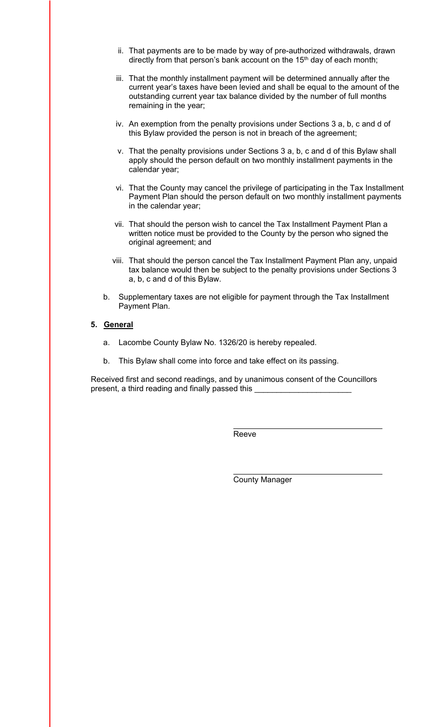ii. That payments are to be made by way of pre-authorized withdrawals, drawn directly from that person's bank account on the 15th day of each month;

iii. That the monthly installment payment will be determined annually after the current year's taxes have been levied and shall be equal to the amount of the outstanding current year tax balance divided by the number of full months remaining in the year;

iv. An exemption from the penalty provisions under Sections 3 a, b, c and d of this Bylaw provided the person is not in breach of the agreement;

v. That the penalty provisions under Sections 3 a, b, c and d of this Bylaw shall apply should the person default on two monthly installment payments in the calendar year;

vi. That the County may cancel the privilege of participating in the Tax Installment Payment Plan should the person default on two monthly installment payments in the calendar year;

vii. That should the person wish to cancel the Tax Installment Payment Plan a written notice must be provided to the County by the person who signed the original agreement; and

viii. That should the person cancel the Tax Installment Payment Plan any, unpaid tax balance would then be subject to the penalty provisions under Sections 3 a, b, c and d of this Bylaw.

b. Supplementary taxes are not eligible for payment through the Tax Installment Payment Plan.

**5. General**

a. Lacombe County Bylaw No. 1326/20 is hereby repealed.

b. This Bylaw shall come into force and take effect on its passing.

Received first and second readings, and by unanimous consent of the Councillors present, a third reading and finally passed this \_\_\_\_\_\_\_\_\_\_\_\_\_\_\_\_\_\_\_\_\_\_

\_\_\_\_\_\_\_\_\_\_\_\_\_\_\_\_\_\_\_\_\_\_\_\_\_\_\_\_\_\_\_\_\_\_\_\_

Reeve

\_\_\_\_\_\_\_\_\_\_\_\_\_\_\_\_\_\_\_\_\_\_\_\_\_\_\_\_\_\_\_\_\_\_\_\_

County Manager